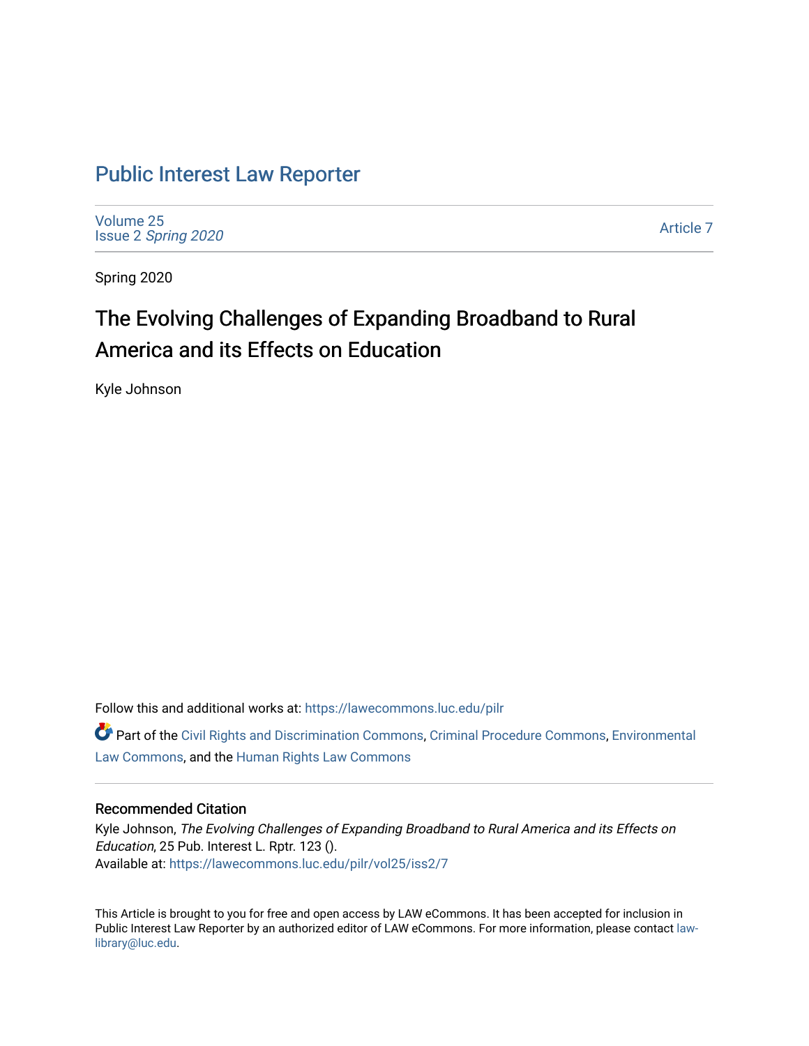# Public Interest Law Reporter

Volume 25
Issue 2 *Spring 2020*

Article 7

Spring 2020

## The Evolving Challenges of Expanding Broadband to Rural America and its Effects on Education

Kyle Johnson

Follow this and additional works at: https://lawecommons.luc.edu/pilr

Part of the Civil Rights and Discrimination Commons, Criminal Procedure Commons, Environmental Law Commons, and the Human Rights Law Commons

### Recommended Citation

Kyle Johnson, *The Evolving Challenges of Expanding Broadband to Rural America and its Effects on Education*, 25 Pub. Interest L. Rptr. 123 ().
Available at: https://lawecommons.luc.edu/pilr/vol25/iss2/7

This Article is brought to you for free and open access by LAW eCommons. It has been accepted for inclusion in Public Interest Law Reporter by an authorized editor of LAW eCommons. For more information, please contact law-library@luc.edu.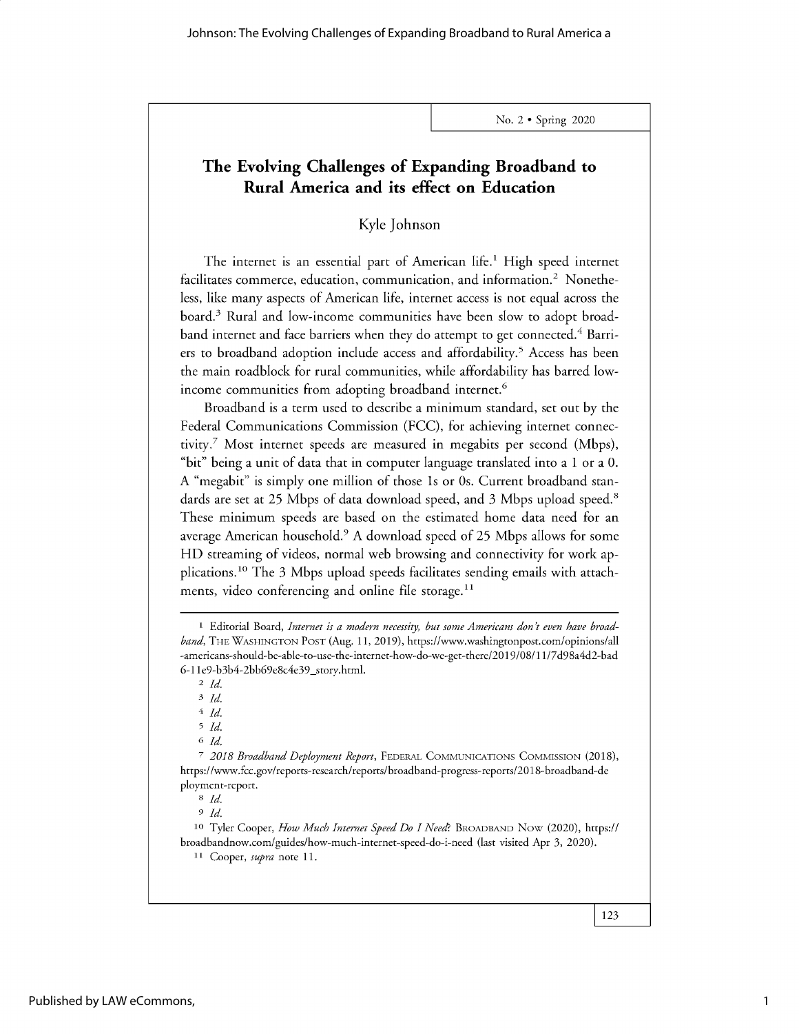# The Evolving Challenges of Expanding Broadband to Rural America and its effect on Education

Kyle Johnson

The internet is an essential part of American life.[1] High speed internet facilitates commerce, education, communication, and information.[2] Nonetheless, like many aspects of American life, internet access is not equal across the board.[3] Rural and low-income communities have been slow to adopt broadband internet and face barriers when they do attempt to get connected.[4] Barriers to broadband adoption include access and affordability.[5] Access has been the main roadblock for rural communities, while affordability has barred low-income communities from adopting broadband internet.[6]

Broadband is a term used to describe a minimum standard, set out by the Federal Communications Commission (FCC), for achieving internet connectivity.[7] Most internet speeds are measured in megabits per second (Mbps), "bit" being a unit of data that in computer language translated into a 1 or a 0. A "megabit" is simply one million of those 1s or 0s. Current broadband standards are set at 25 Mbps of data download speed, and 3 Mbps upload speed.[8] These minimum speeds are based on the estimated home data need for an average American household.[9] A download speed of 25 Mbps allows for some HD streaming of videos, normal web browsing and connectivity for work applications.[10] The 3 Mbps upload speeds facilitates sending emails with attachments, video conferencing and online file storage.[11]

---

1 Editorial Board, *Internet is a modern necessity, but some Americans don't even have broadband*, THE WASHINGTON POST (Aug. 11, 2019), https://www.washingtonpost.com/opinions/all-americans-should-be-able-to-use-the-internet-how-do-we-get-there/2019/08/11/7d98a4d2-bad6-11e9-b3b4-2bb69e8c4e39_story.html.

2 *Id.*

3 *Id.*

4 *Id.*

5 *Id.*

6 *Id.*

7 *2018 Broadband Deployment Report*, FEDERAL COMMUNICATIONS COMMISSION (2018), https://www.fcc.gov/reports-research/reports/broadband-progress-reports/2018-broadband-deployment-report.

8 *Id.*

9 *Id.*

10 Tyler Cooper, *How Much Internet Speed Do I Need?* BROADBAND NOW (2020), https://broadbandnow.com/guides/how-much-internet-speed-do-i-need (last visited Apr 3, 2020).

11 Cooper, *supra* note 11.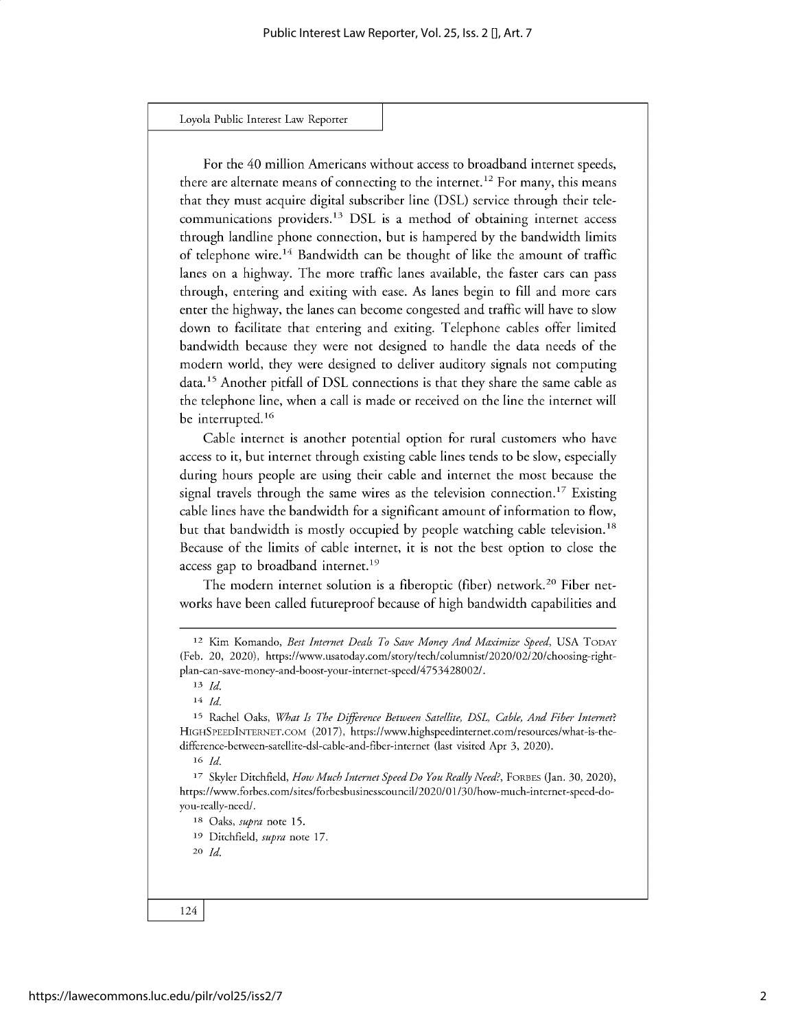For the 40 million Americans without access to broadband internet speeds, there are alternate means of connecting to the internet.[12] For many, this means that they must acquire digital subscriber line (DSL) service through their telecommunications providers.[13] DSL is a method of obtaining internet access through landline phone connection, but is hampered by the bandwidth limits of telephone wire.[14] Bandwidth can be thought of like the amount of traffic lanes on a highway. The more traffic lanes available, the faster cars can pass through, entering and exiting with ease. As lanes begin to fill and more cars enter the highway, the lanes can become congested and traffic will have to slow down to facilitate that entering and exiting. Telephone cables offer limited bandwidth because they were not designed to handle the data needs of the modern world, they were designed to deliver auditory signals not computing data.[15] Another pitfall of DSL connections is that they share the same cable as the telephone line, when a call is made or received on the line the internet will be interrupted.[16]

Cable internet is another potential option for rural customers who have access to it, but internet through existing cable lines tends to be slow, especially during hours people are using their cable and internet the most because the signal travels through the same wires as the television connection.[17] Existing cable lines have the bandwidth for a significant amount of information to flow, but that bandwidth is mostly occupied by people watching cable television.[18] Because of the limits of cable internet, it is not the best option to close the access gap to broadband internet.[19]

The modern internet solution is a fiberoptic (fiber) network.[20] Fiber networks have been called futureproof because of high bandwidth capabilities and

---

[12] Kim Komando, *Best Internet Deals To Save Money And Maximize Speed*, USA TODAY (Feb. 20, 2020), https://www.usatoday.com/story/tech/columnist/2020/02/20/choosing-right-plan-can-save-money-and-boost-your-internet-speed/4753428002/.

[13] *Id.*

[14] *Id.*

[15] Rachel Oaks, *What Is The Difference Between Satellite, DSL, Cable, And Fiber Internet*? HIGHSPEEDINTERNET.COM (2017), https://www.highspeedinternet.com/resources/what-is-the-difference-between-satellite-dsl-cable-and-fiber-internet (last visited Apr 3, 2020).

[16] *Id.*

[17] Skyler Ditchfield, *How Much Internet Speed Do You Really Need?*, FORBES (Jan. 30, 2020), https://www.forbes.com/sites/forbesbusinesscouncil/2020/01/30/how-much-internet-speed-do-you-really-need/.

[18] Oaks, *supra* note 15.

[19] Ditchfield, *supra* note 17.

[20] *Id.*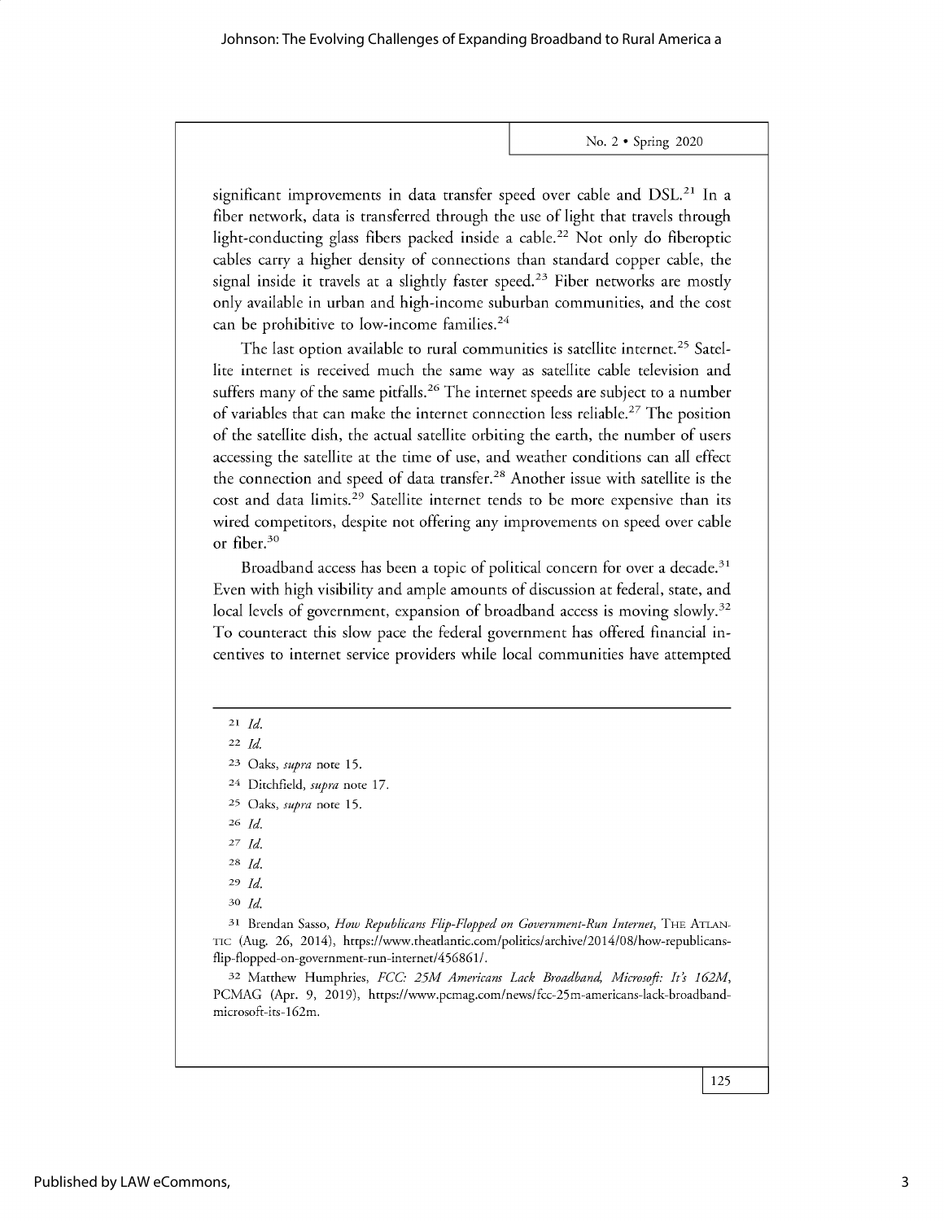significant improvements in data transfer speed over cable and DSL.[21] In a fiber network, data is transferred through the use of light that travels through light-conducting glass fibers packed inside a cable.[22] Not only do fiberoptic cables carry a higher density of connections than standard copper cable, the signal inside it travels at a slightly faster speed.[23] Fiber networks are mostly only available in urban and high-income suburban communities, and the cost can be prohibitive to low-income families.[24]

The last option available to rural communities is satellite internet.[25] Satellite internet is received much the same way as satellite cable television and suffers many of the same pitfalls.[26] The internet speeds are subject to a number of variables that can make the internet connection less reliable.[27] The position of the satellite dish, the actual satellite orbiting the earth, the number of users accessing the satellite at the time of use, and weather conditions can all effect the connection and speed of data transfer.[28] Another issue with satellite is the cost and data limits.[29] Satellite internet tends to be more expensive than its wired competitors, despite not offering any improvements on speed over cable or fiber.[30]

Broadband access has been a topic of political concern for over a decade.[31] Even with high visibility and ample amounts of discussion at federal, state, and local levels of government, expansion of broadband access is moving slowly.[32] To counteract this slow pace the federal government has offered financial incentives to internet service providers while local communities have attempted

---

21 *Id.*

22 *Id.*

23 Oaks, *supra* note 15.

24 Ditchfield, *supra* note 17.

25 Oaks, *supra* note 15.

26 *Id.*

27 *Id.*

28 *Id.*

29 *Id.*

30 *Id.*

31 Brendan Sasso, *How Republicans Flip-Flopped on Government-Run Internet*, THE ATLANTIC (Aug. 26, 2014), https://www.theatlantic.com/politics/archive/2014/08/how-republicans-flip-flopped-on-government-run-internet/456861/.

32 Matthew Humphries, *FCC: 25M Americans Lack Broadband, Microsoft: It's 162M*, PCMAG (Apr. 9, 2019), https://www.pcmag.com/news/fcc-25m-americans-lack-broadband-microsoft-its-162m.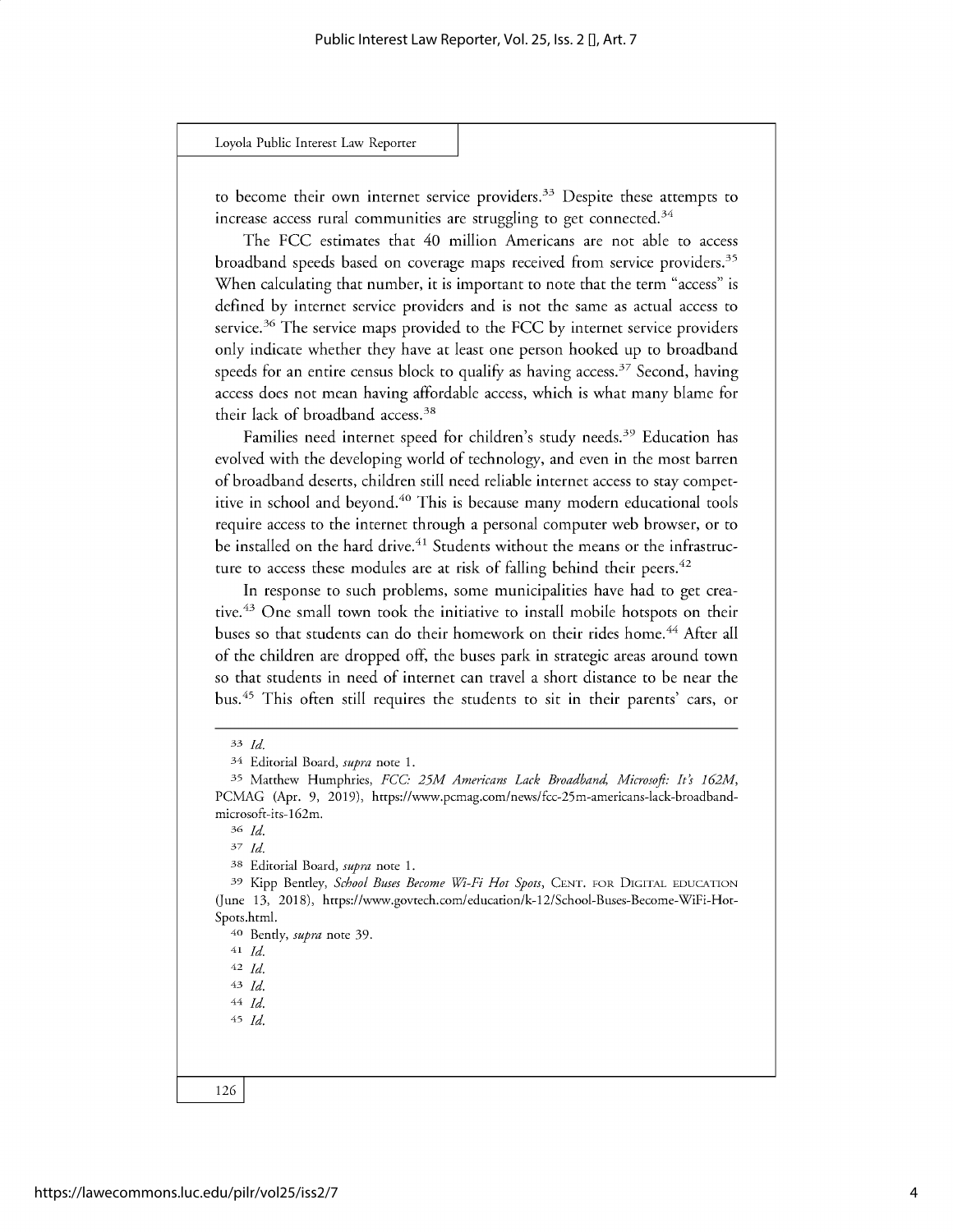to become their own internet service providers.[33] Despite these attempts to increase access rural communities are struggling to get connected.[34]

The FCC estimates that 40 million Americans are not able to access broadband speeds based on coverage maps received from service providers.[35] When calculating that number, it is important to note that the term "access" is defined by internet service providers and is not the same as actual access to service.[36] The service maps provided to the FCC by internet service providers only indicate whether they have at least one person hooked up to broadband speeds for an entire census block to qualify as having access.[37] Second, having access does not mean having affordable access, which is what many blame for their lack of broadband access.[38]

Families need internet speed for children's study needs.[39] Education has evolved with the developing world of technology, and even in the most barren of broadband deserts, children still need reliable internet access to stay competitive in school and beyond.[40] This is because many modern educational tools require access to the internet through a personal computer web browser, or to be installed on the hard drive.[41] Students without the means or the infrastructure to access these modules are at risk of falling behind their peers.[42]

In response to such problems, some municipalities have had to get creative.[43] One small town took the initiative to install mobile hotspots on their buses so that students can do their homework on their rides home.[44] After all of the children are dropped off, the buses park in strategic areas around town so that students in need of internet can travel a short distance to be near the bus.[45] This often still requires the students to sit in their parents' cars, or

---

[33] *Id.*

[34] Editorial Board, *supra* note 1.

[35] Matthew Humphries, *FCC: 25M Americans Lack Broadband, Microsoft: It's 162M*, PCMAG (Apr. 9, 2019), https://www.pcmag.com/news/fcc-25m-americans-lack-broadband-microsoft-its-162m.

[36] *Id.*

[37] *Id.*

[38] Editorial Board, *supra* note 1.

[39] Kipp Bentley, *School Buses Become Wi-Fi Hot Spots*, CENT. FOR DIGITAL EDUCATION (June 13, 2018), https://www.govtech.com/education/k-12/School-Buses-Become-WiFi-Hot-Spots.html.

[40] Bently, *supra* note 39.

[41] *Id.*

[42] *Id.*

[43] *Id.*

[44] *Id.*

[45] *Id.*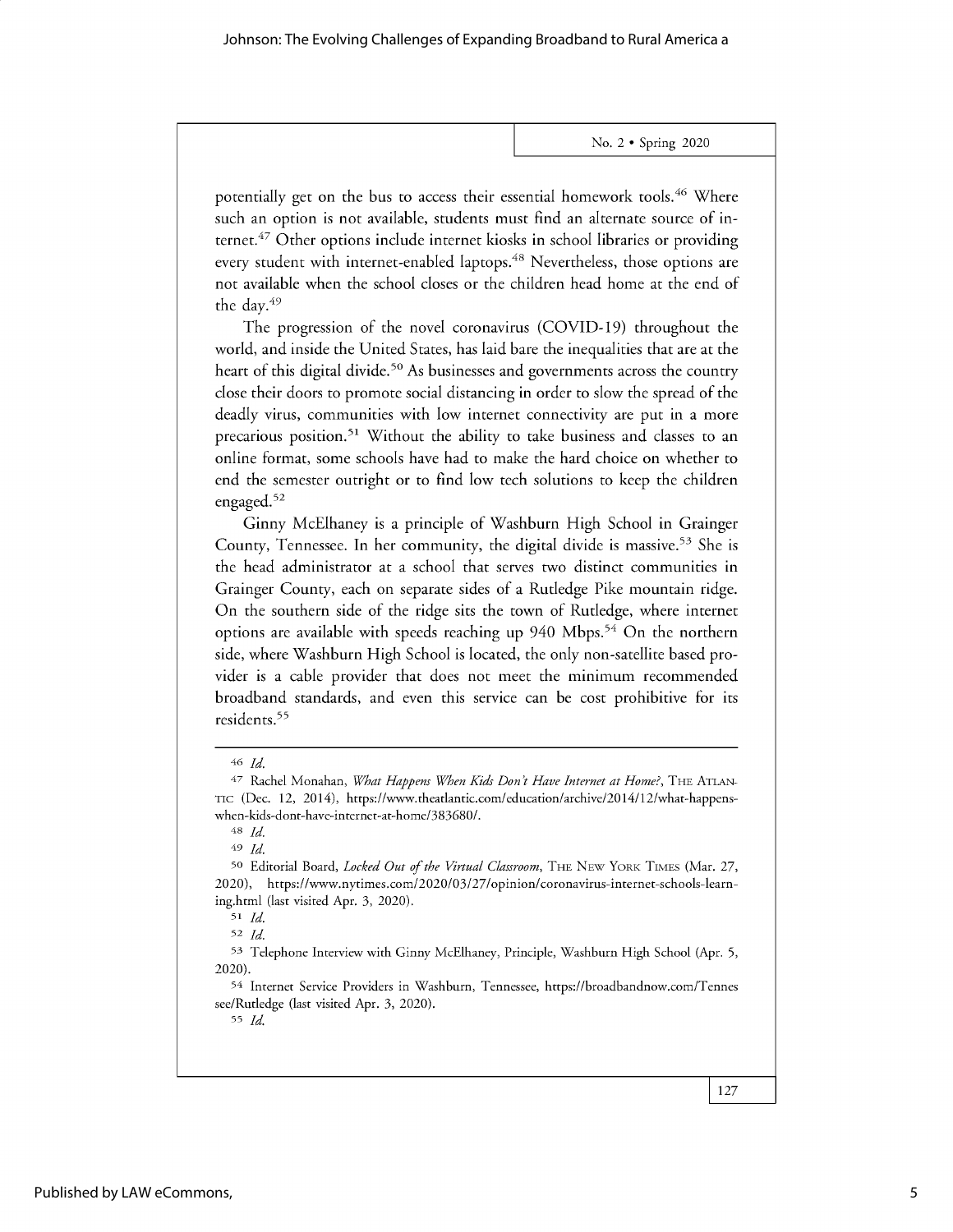potentially get on the bus to access their essential homework tools.[46] Where such an option is not available, students must find an alternate source of internet.[47] Other options include internet kiosks in school libraries or providing every student with internet-enabled laptops.[48] Nevertheless, those options are not available when the school closes or the children head home at the end of the day.[49]

The progression of the novel coronavirus (COVID-19) throughout the world, and inside the United States, has laid bare the inequalities that are at the heart of this digital divide.[50] As businesses and governments across the country close their doors to promote social distancing in order to slow the spread of the deadly virus, communities with low internet connectivity are put in a more precarious position.[51] Without the ability to take business and classes to an online format, some schools have had to make the hard choice on whether to end the semester outright or to find low tech solutions to keep the children engaged.[52]

Ginny McElhaney is a principle of Washburn High School in Grainger County, Tennessee. In her community, the digital divide is massive.[53] She is the head administrator at a school that serves two distinct communities in Grainger County, each on separate sides of a Rutledge Pike mountain ridge. On the southern side of the ridge sits the town of Rutledge, where internet options are available with speeds reaching up 940 Mbps.[54] On the northern side, where Washburn High School is located, the only non-satellite based provider is a cable provider that does not meet the minimum recommended broadband standards, and even this service can be cost prohibitive for its residents.[55]

---

[46] *Id.*

[47] Rachel Monahan, *What Happens When Kids Don't Have Internet at Home?*, THE ATLANTIC (Dec. 12, 2014), https://www.theatlantic.com/education/archive/2014/12/what-happens-when-kids-dont-have-internet-at-home/383680/.

[48] *Id.*

[49] *Id.*

[50] Editorial Board, *Locked Out of the Virtual Classroom*, THE NEW YORK TIMES (Mar. 27, 2020), https://www.nytimes.com/2020/03/27/opinion/coronavirus-internet-schools-learning.html (last visited Apr. 3, 2020).

[51] *Id.*

[52] *Id.*

[53] Telephone Interview with Ginny McElhaney, Principle, Washburn High School (Apr. 5, 2020).

[54] Internet Service Providers in Washburn, Tennessee, https://broadbandnow.com/Tennessee/Rutledge (last visited Apr. 3, 2020).

[55] *Id.*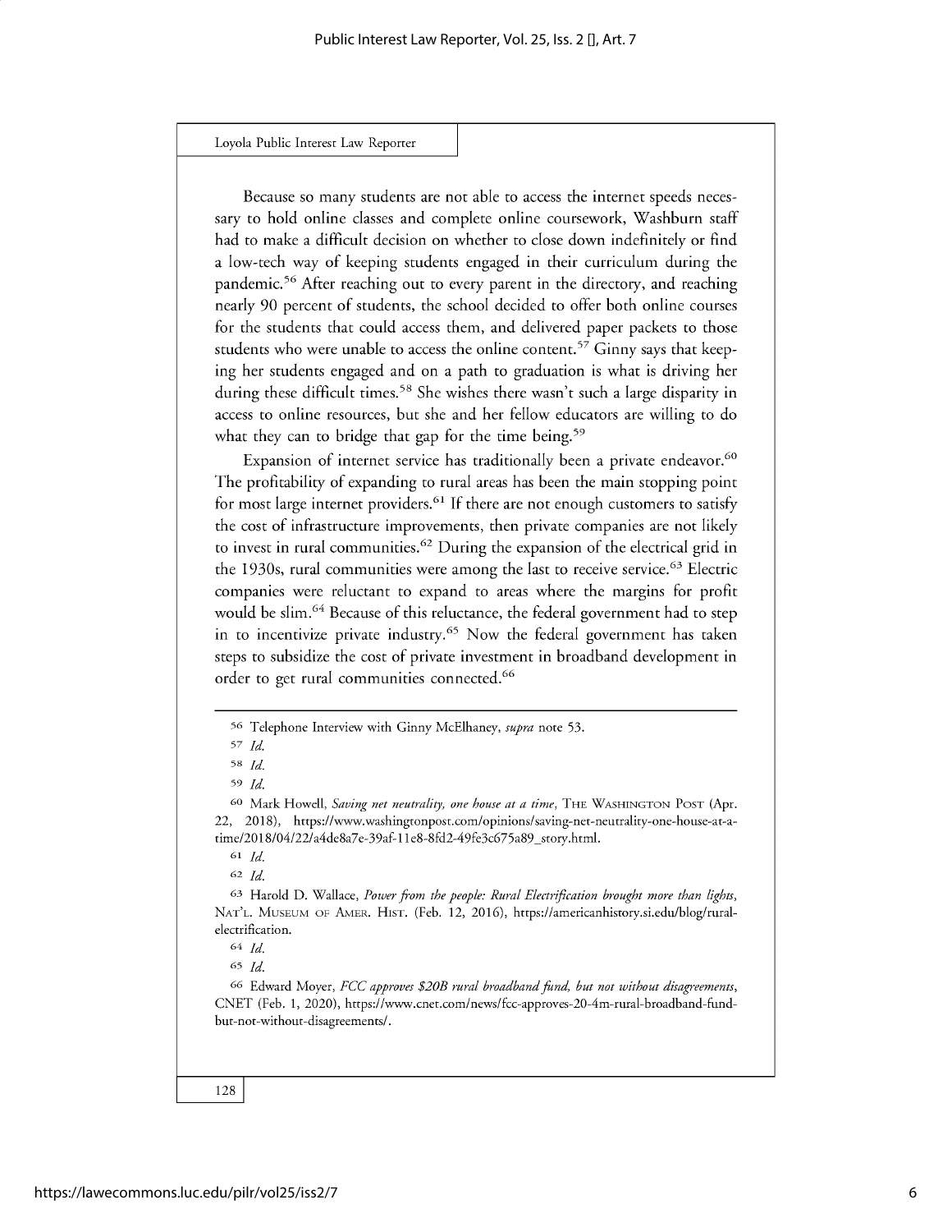Because so many students are not able to access the internet speeds necessary to hold online classes and complete online coursework, Washburn staff had to make a difficult decision on whether to close down indefinitely or find a low-tech way of keeping students engaged in their curriculum during the pandemic.[56] After reaching out to every parent in the directory, and reaching nearly 90 percent of students, the school decided to offer both online courses for the students that could access them, and delivered paper packets to those students who were unable to access the online content.[57] Ginny says that keeping her students engaged and on a path to graduation is what is driving her during these difficult times.[58] She wishes there wasn't such a large disparity in access to online resources, but she and her fellow educators are willing to do what they can to bridge that gap for the time being.[59]

Expansion of internet service has traditionally been a private endeavor.[60] The profitability of expanding to rural areas has been the main stopping point for most large internet providers.[61] If there are not enough customers to satisfy the cost of infrastructure improvements, then private companies are not likely to invest in rural communities.[62] During the expansion of the electrical grid in the 1930s, rural communities were among the last to receive service.[63] Electric companies were reluctant to expand to areas where the margins for profit would be slim.[64] Because of this reluctance, the federal government had to step in to incentivize private industry.[65] Now the federal government has taken steps to subsidize the cost of private investment in broadband development in order to get rural communities connected.[66]

---

[56] Telephone Interview with Ginny McElhaney, *supra* note 53.

[57] *Id.*

[58] *Id.*

[59] *Id.*

[60] Mark Howell, *Saving net neutrality, one house at a time*, THE WASHINGTON POST (Apr. 22, 2018), https://www.washingtonpost.com/opinions/saving-net-neutrality-one-house-at-a-time/2018/04/22/a4de8a7e-39af-11e8-8fd2-49fe3c675a89_story.html.

[61] *Id.*

[62] *Id.*

[63] Harold D. Wallace, *Power from the people: Rural Electrification brought more than lights*, NAT'L. MUSEUM OF AMER. HIST. (Feb. 12, 2016), https://americanhistory.si.edu/blog/rural-electrification.

[64] *Id.*

[65] *Id.*

[66] Edward Moyer, *FCC approves $20B rural broadband fund, but not without disagreements*, CNET (Feb. 1, 2020), https://www.cnet.com/news/fcc-approves-20-4m-rural-broadband-fund-but-not-without-disagreements/.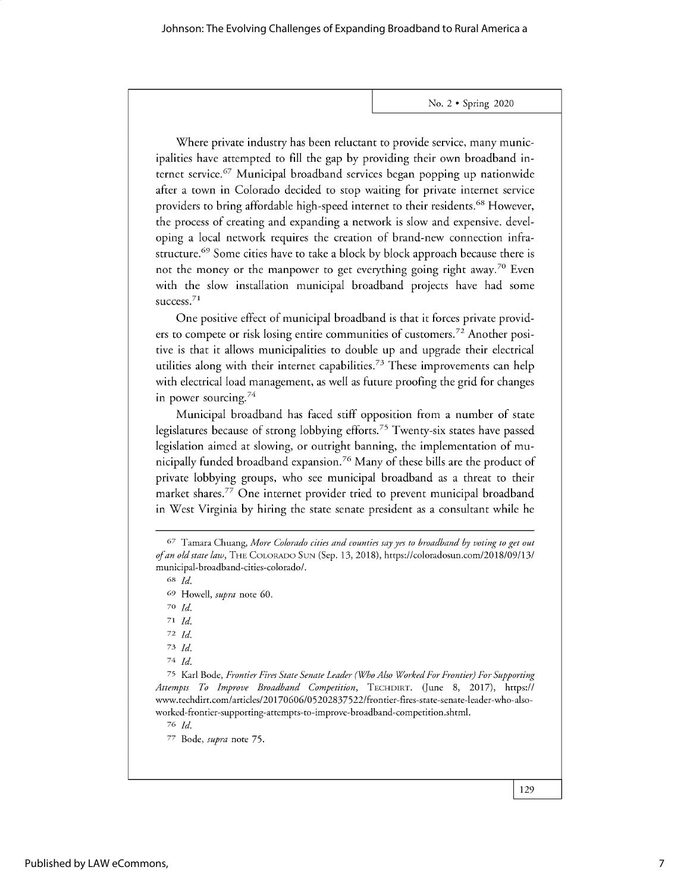Where private industry has been reluctant to provide service, many municipalities have attempted to fill the gap by providing their own broadband internet service.[67] Municipal broadband services began popping up nationwide after a town in Colorado decided to stop waiting for private internet service providers to bring affordable high-speed internet to their residents.[68] However, the process of creating and expanding a network is slow and expensive. developing a local network requires the creation of brand-new connection infrastructure.[69] Some cities have to take a block by block approach because there is not the money or the manpower to get everything going right away.[70] Even with the slow installation municipal broadband projects have had some success.[71]

One positive effect of municipal broadband is that it forces private providers to compete or risk losing entire communities of customers.[72] Another positive is that it allows municipalities to double up and upgrade their electrical utilities along with their internet capabilities.[73] These improvements can help with electrical load management, as well as future proofing the grid for changes in power sourcing.[74]

Municipal broadband has faced stiff opposition from a number of state legislatures because of strong lobbying efforts.[75] Twenty-six states have passed legislation aimed at slowing, or outright banning, the implementation of municipally funded broadband expansion.[76] Many of these bills are the product of private lobbying groups, who see municipal broadband as a threat to their market shares.[77] One internet provider tried to prevent municipal broadband in West Virginia by hiring the state senate president as a consultant while he

---

[67] Tamara Chuang, *More Colorado cities and counties say yes to broadband by voting to get out of an old state law*, THE COLORADO SUN (Sep. 13, 2018), https://coloradosun.com/2018/09/13/municipal-broadband-cities-colorado/.

[68] *Id.*

[69] Howell, *supra* note 60.

[70] *Id.*

[71] *Id.*

[72] *Id.*

[73] *Id.*

[74] *Id.*

[75] Karl Bode, *Frontier Fires State Senate Leader (Who Also Worked For Frontier) For Supporting Attempts To Improve Broadband Competition*, TECHDIRT. (June 8, 2017), https://www.techdirt.com/articles/20170606/05202837522/frontier-fires-state-senate-leader-who-also-worked-frontier-supporting-attempts-to-improve-broadband-competition.shtml.

[76] *Id.*

[77] Bode, *supra* note 75.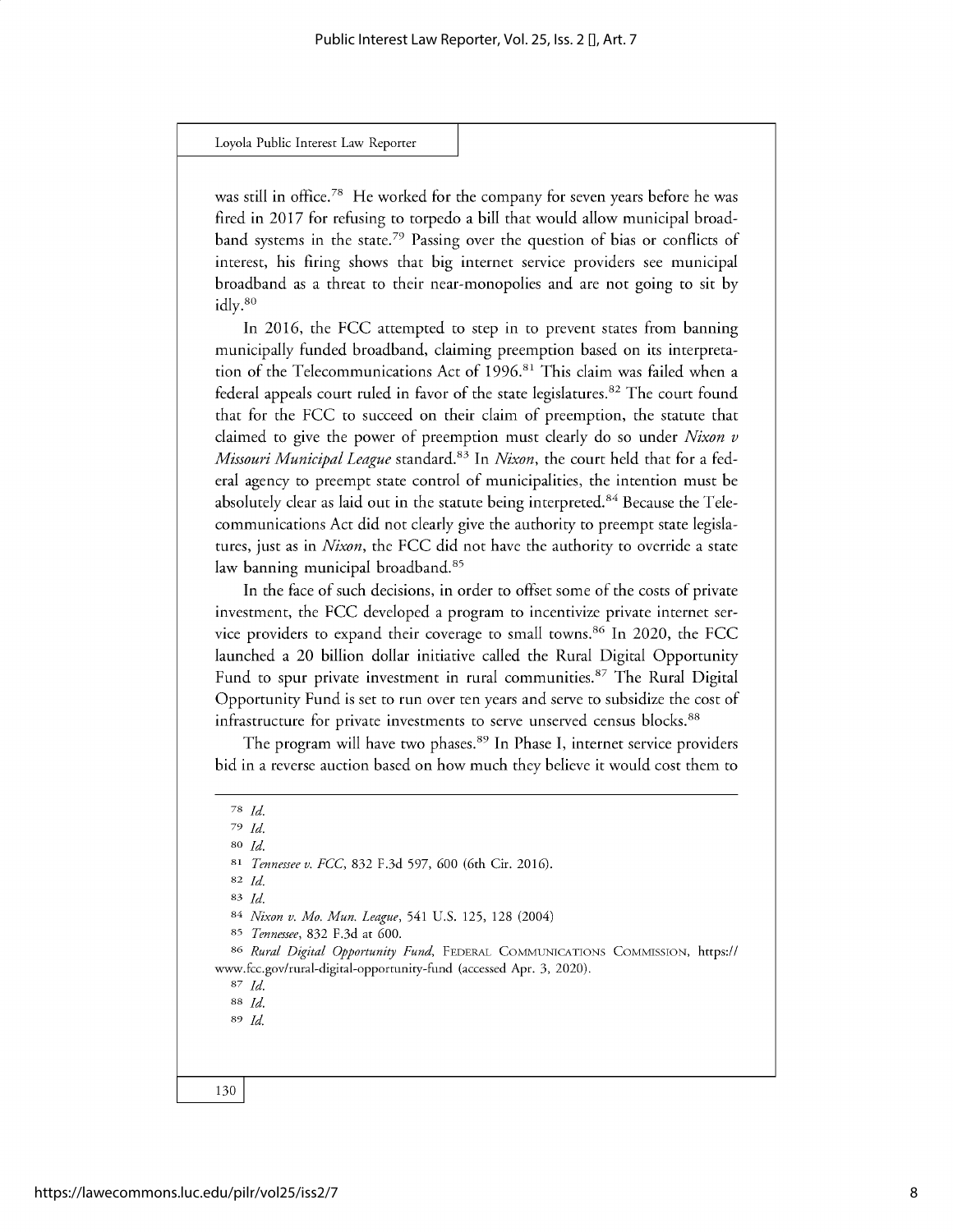was still in office.[78] He worked for the company for seven years before he was fired in 2017 for refusing to torpedo a bill that would allow municipal broadband systems in the state.[79] Passing over the question of bias or conflicts of interest, his firing shows that big internet service providers see municipal broadband as a threat to their near-monopolies and are not going to sit by idly.[80]

In 2016, the FCC attempted to step in to prevent states from banning municipally funded broadband, claiming preemption based on its interpretation of the Telecommunications Act of 1996.[81] This claim was failed when a federal appeals court ruled in favor of the state legislatures.[82] The court found that for the FCC to succeed on their claim of preemption, the statute that claimed to give the power of preemption must clearly do so under *Nixon v Missouri Municipal League* standard.[83] In *Nixon*, the court held that for a federal agency to preempt state control of municipalities, the intention must be absolutely clear as laid out in the statute being interpreted.[84] Because the Telecommunications Act did not clearly give the authority to preempt state legislatures, just as in *Nixon*, the FCC did not have the authority to override a state law banning municipal broadband.[85]

In the face of such decisions, in order to offset some of the costs of private investment, the FCC developed a program to incentivize private internet service providers to expand their coverage to small towns.[86] In 2020, the FCC launched a 20 billion dollar initiative called the Rural Digital Opportunity Fund to spur private investment in rural communities.[87] The Rural Digital Opportunity Fund is set to run over ten years and serve to subsidize the cost of infrastructure for private investments to serve unserved census blocks.[88]

The program will have two phases.[89] In Phase I, internet service providers bid in a reverse auction based on how much they believe it would cost them to

---

[78] *Id.*

[79] *Id.*

[80] *Id.*

[81] *Tennessee v. FCC*, 832 F.3d 597, 600 (6th Cir. 2016).

[82] *Id.*

[83] *Id.*

[84] *Nixon v. Mo. Mun. League*, 541 U.S. 125, 128 (2004)

[85] *Tennessee*, 832 F.3d at 600.

[86] *Rural Digital Opportunity Fund*, FEDERAL COMMUNICATIONS COMMISSION, https://www.fcc.gov/rural-digital-opportunity-fund (accessed Apr. 3, 2020).

[87] *Id.*

[88] *Id.*

[89] *Id.*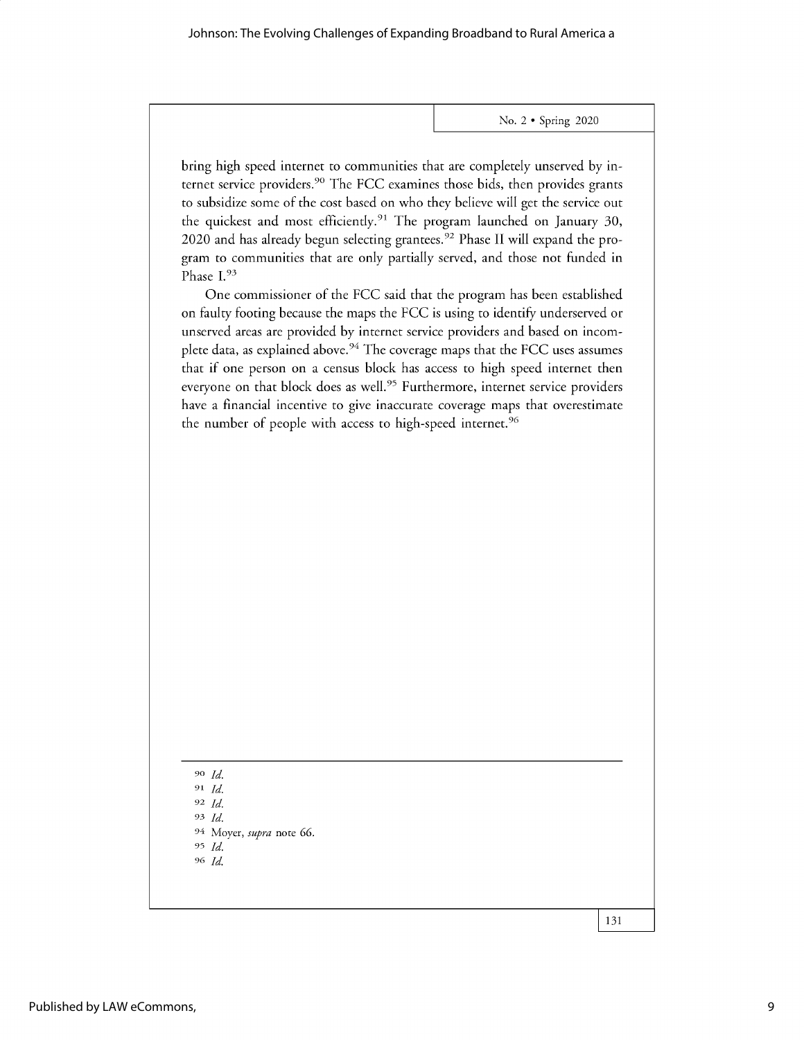bring high speed internet to communities that are completely unserved by internet service providers.[90] The FCC examines those bids, then provides grants to subsidize some of the cost based on who they believe will get the service out the quickest and most efficiently.[91] The program launched on January 30, 2020 and has already begun selecting grantees.[92] Phase II will expand the program to communities that are only partially served, and those not funded in Phase I.[93]

One commissioner of the FCC said that the program has been established on faulty footing because the maps the FCC is using to identify underserved or unserved areas are provided by internet service providers and based on incomplete data, as explained above.[94] The coverage maps that the FCC uses assumes that if one person on a census block has access to high speed internet then everyone on that block does as well.[95] Furthermore, internet service providers have a financial incentive to give inaccurate coverage maps that overestimate the number of people with access to high-speed internet.[96]

---

90 *Id.*
91 *Id.*
92 *Id.*
93 *Id.*
94 Moyer, *supra* note 66.
95 *Id.*
96 *Id.*